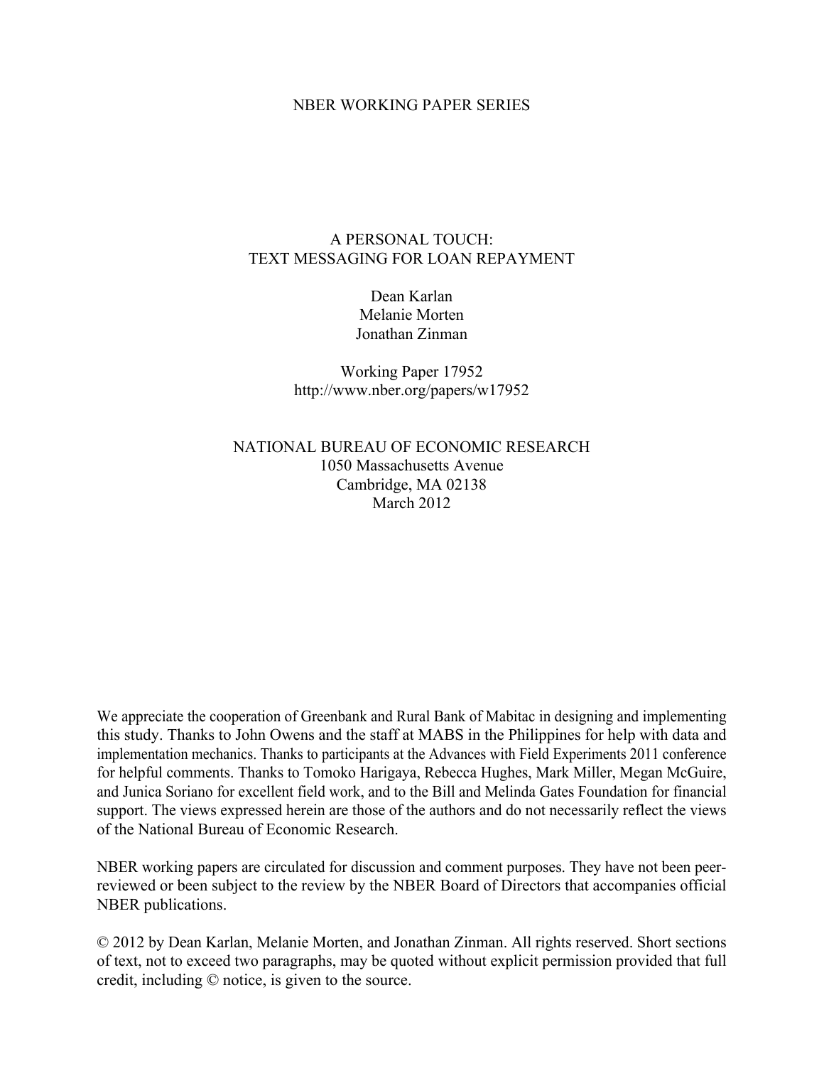NBER WORKING PAPER SERIES

# A PERSONAL TOUCH:
# TEXT MESSAGING FOR LOAN REPAYMENT

Dean Karlan
Melanie Morten
Jonathan Zinman

Working Paper 17952
http://www.nber.org/papers/w17952

NATIONAL BUREAU OF ECONOMIC RESEARCH
1050 Massachusetts Avenue
Cambridge, MA 02138
March 2012

We appreciate the cooperation of Greenbank and Rural Bank of Mabitac in designing and implementing this study. Thanks to John Owens and the staff at MABS in the Philippines for help with data and implementation mechanics. Thanks to participants at the Advances with Field Experiments 2011 conference for helpful comments. Thanks to Tomoko Harigaya, Rebecca Hughes, Mark Miller, Megan McGuire, and Junica Soriano for excellent field work, and to the Bill and Melinda Gates Foundation for financial support. The views expressed herein are those of the authors and do not necessarily reflect the views of the National Bureau of Economic Research.

NBER working papers are circulated for discussion and comment purposes. They have not been peer-reviewed or been subject to the review by the NBER Board of Directors that accompanies official NBER publications.

© 2012 by Dean Karlan, Melanie Morten, and Jonathan Zinman. All rights reserved. Short sections of text, not to exceed two paragraphs, may be quoted without explicit permission provided that full credit, including © notice, is given to the source.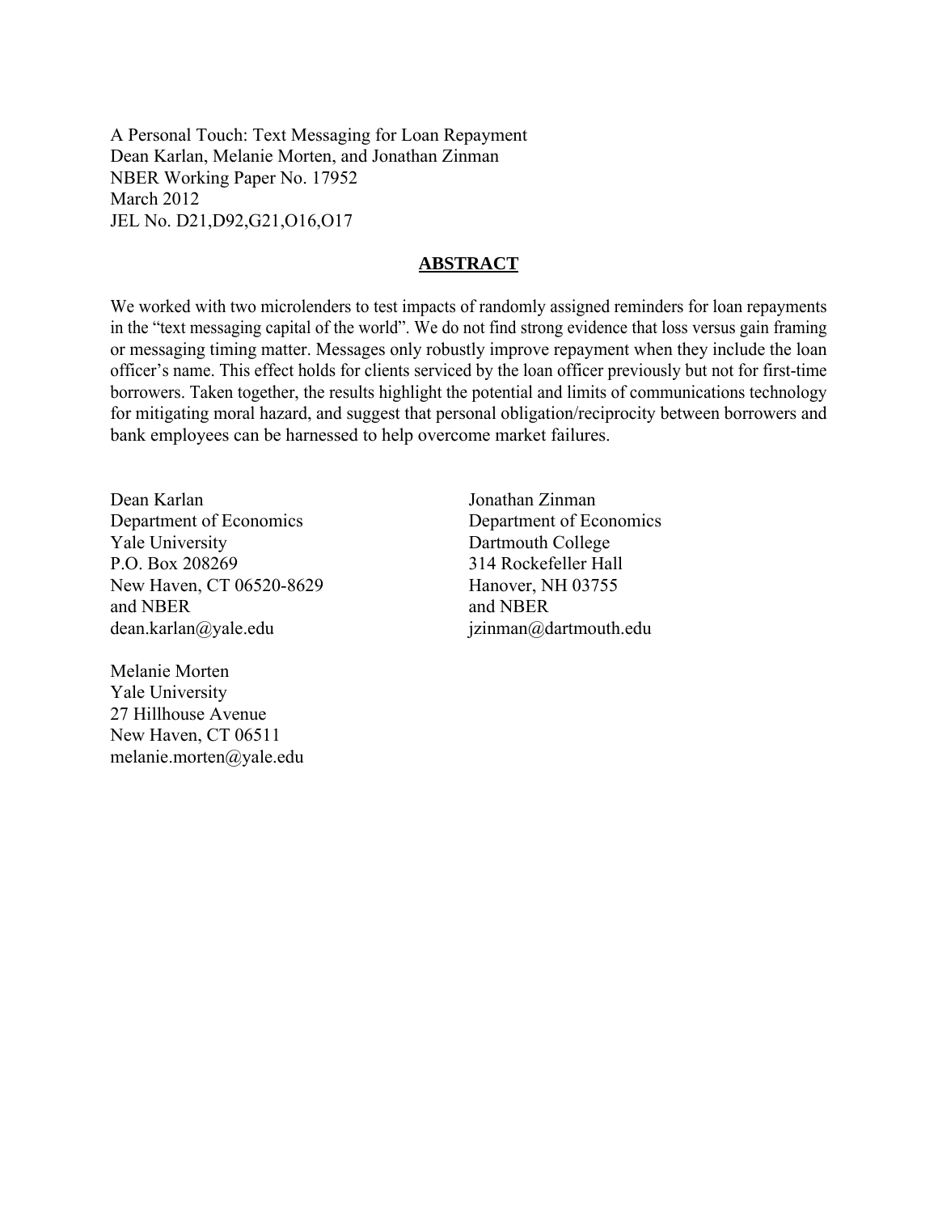A Personal Touch: Text Messaging for Loan Repayment
Dean Karlan, Melanie Morten, and Jonathan Zinman
NBER Working Paper No. 17952
March 2012
JEL No. D21,D92,G21,O16,O17

## ABSTRACT

We worked with two microlenders to test impacts of randomly assigned reminders for loan repayments in the "text messaging capital of the world". We do not find strong evidence that loss versus gain framing or messaging timing matter. Messages only robustly improve repayment when they include the loan officer's name. This effect holds for clients serviced by the loan officer previously but not for first-time borrowers. Taken together, the results highlight the potential and limits of communications technology for mitigating moral hazard, and suggest that personal obligation/reciprocity between borrowers and bank employees can be harnessed to help overcome market failures.

Dean Karlan
Department of Economics
Yale University
P.O. Box 208269
New Haven, CT 06520-8629
and NBER
dean.karlan@yale.edu

Jonathan Zinman
Department of Economics
Dartmouth College
314 Rockefeller Hall
Hanover, NH 03755
and NBER
jzinman@dartmouth.edu

Melanie Morten
Yale University
27 Hillhouse Avenue
New Haven, CT 06511
melanie.morten@yale.edu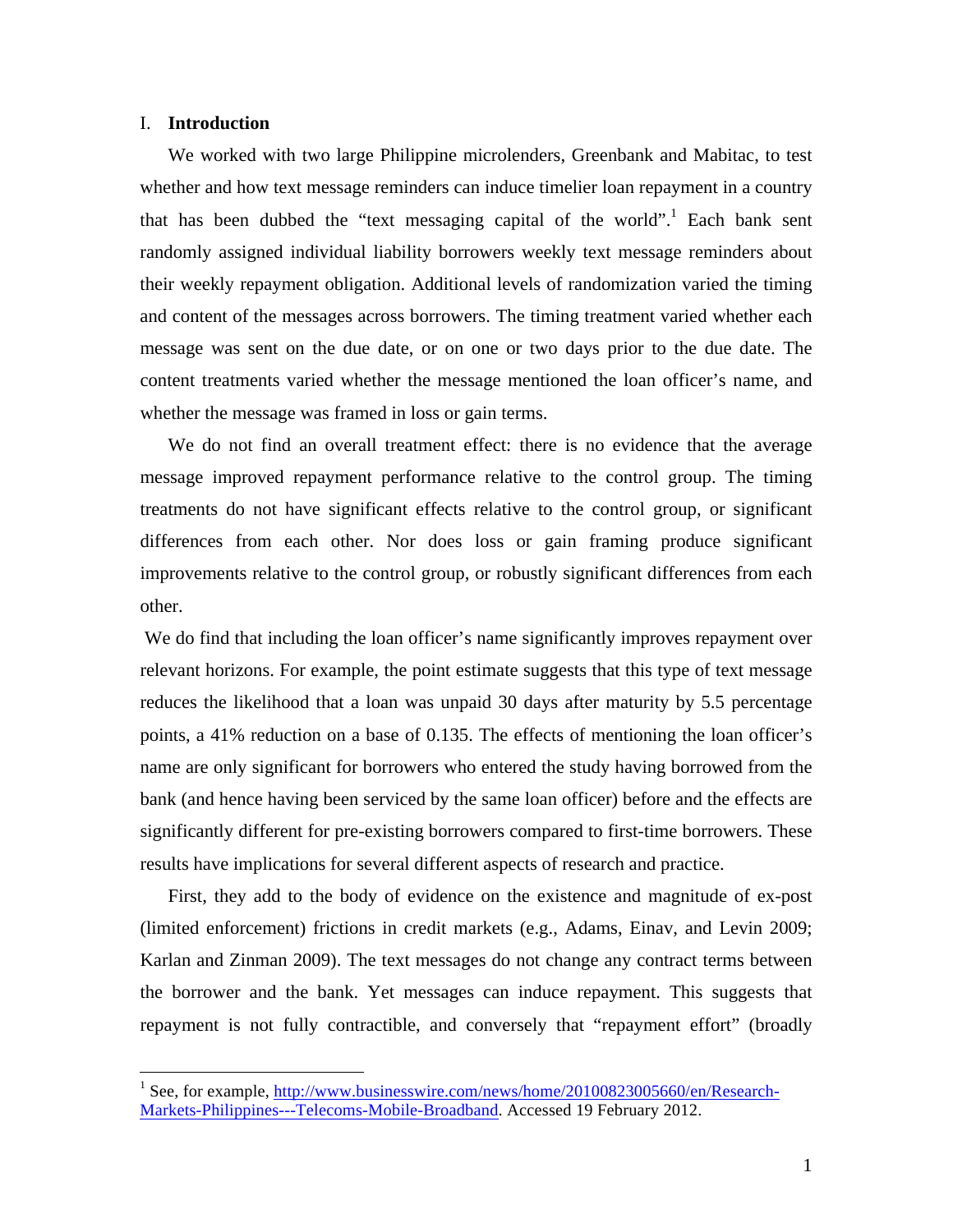## I. Introduction

We worked with two large Philippine microlenders, Greenbank and Mabitac, to test whether and how text message reminders can induce timelier loan repayment in a country that has been dubbed the "text messaging capital of the world".[1] Each bank sent randomly assigned individual liability borrowers weekly text message reminders about their weekly repayment obligation. Additional levels of randomization varied the timing and content of the messages across borrowers. The timing treatment varied whether each message was sent on the due date, or on one or two days prior to the due date. The content treatments varied whether the message mentioned the loan officer's name, and whether the message was framed in loss or gain terms.

We do not find an overall treatment effect: there is no evidence that the average message improved repayment performance relative to the control group. The timing treatments do not have significant effects relative to the control group, or significant differences from each other. Nor does loss or gain framing produce significant improvements relative to the control group, or robustly significant differences from each other.

We do find that including the loan officer's name significantly improves repayment over relevant horizons. For example, the point estimate suggests that this type of text message reduces the likelihood that a loan was unpaid 30 days after maturity by 5.5 percentage points, a 41% reduction on a base of 0.135. The effects of mentioning the loan officer's name are only significant for borrowers who entered the study having borrowed from the bank (and hence having been serviced by the same loan officer) before and the effects are significantly different for pre-existing borrowers compared to first-time borrowers. These results have implications for several different aspects of research and practice.

First, they add to the body of evidence on the existence and magnitude of ex-post (limited enforcement) frictions in credit markets (e.g., Adams, Einav, and Levin 2009; Karlan and Zinman 2009). The text messages do not change any contract terms between the borrower and the bank. Yet messages can induce repayment. This suggests that repayment is not fully contractible, and conversely that "repayment effort" (broadly

[1] See, for example, http://www.businesswire.com/news/home/20100823005660/en/Research-Markets-Philippines---Telecoms-Mobile-Broadband. Accessed 19 February 2012.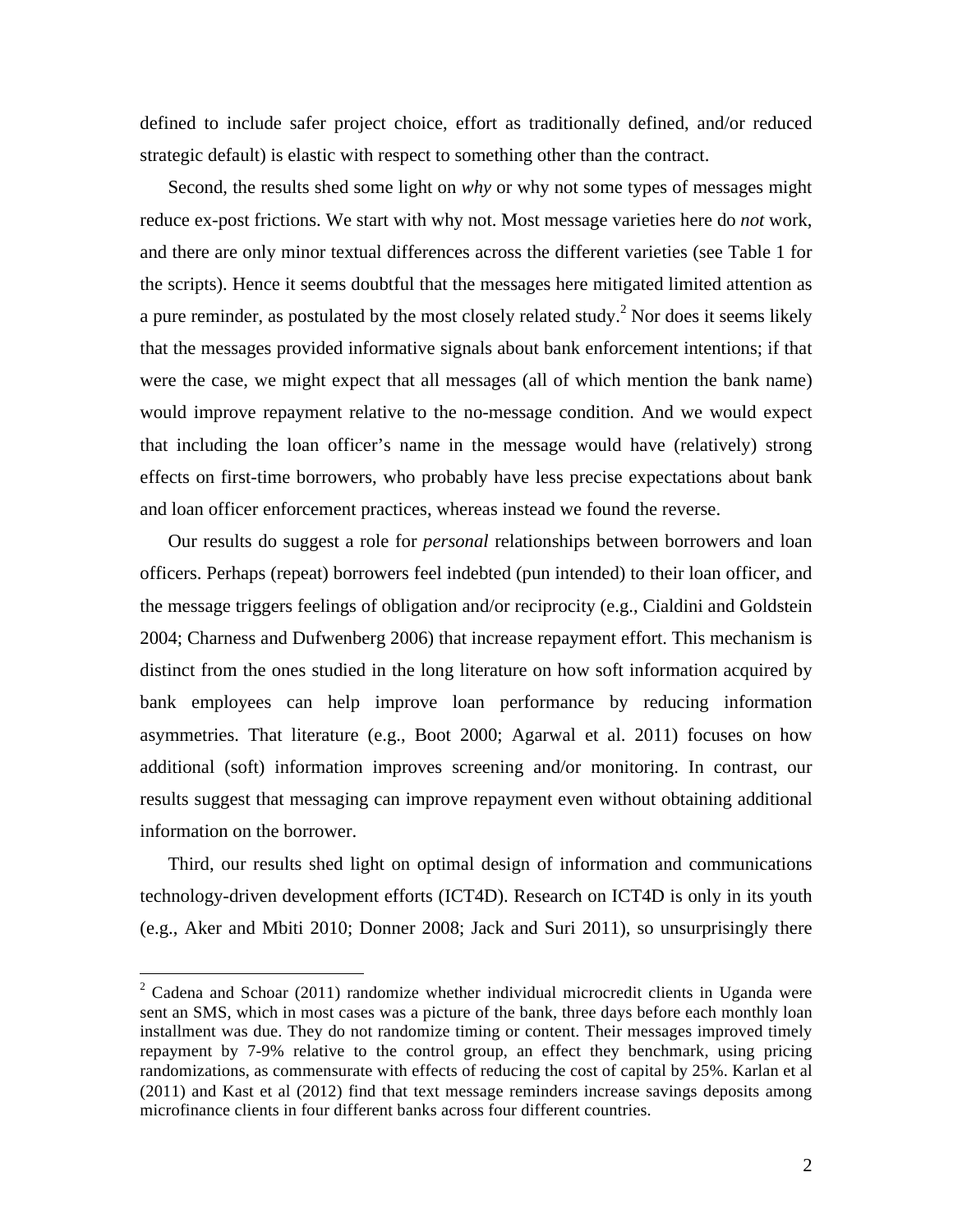defined to include safer project choice, effort as traditionally defined, and/or reduced strategic default) is elastic with respect to something other than the contract.

Second, the results shed some light on *why* or why not some types of messages might reduce ex-post frictions. We start with why not. Most message varieties here do *not* work, and there are only minor textual differences across the different varieties (see Table 1 for the scripts). Hence it seems doubtful that the messages here mitigated limited attention as a pure reminder, as postulated by the most closely related study.[2] Nor does it seems likely that the messages provided informative signals about bank enforcement intentions; if that were the case, we might expect that all messages (all of which mention the bank name) would improve repayment relative to the no-message condition. And we would expect that including the loan officer's name in the message would have (relatively) strong effects on first-time borrowers, who probably have less precise expectations about bank and loan officer enforcement practices, whereas instead we found the reverse.

Our results do suggest a role for *personal* relationships between borrowers and loan officers. Perhaps (repeat) borrowers feel indebted (pun intended) to their loan officer, and the message triggers feelings of obligation and/or reciprocity (e.g., Cialdini and Goldstein 2004; Charness and Dufwenberg 2006) that increase repayment effort. This mechanism is distinct from the ones studied in the long literature on how soft information acquired by bank employees can help improve loan performance by reducing information asymmetries. That literature (e.g., Boot 2000; Agarwal et al. 2011) focuses on how additional (soft) information improves screening and/or monitoring. In contrast, our results suggest that messaging can improve repayment even without obtaining additional information on the borrower.

Third, our results shed light on optimal design of information and communications technology-driven development efforts (ICT4D). Research on ICT4D is only in its youth (e.g., Aker and Mbiti 2010; Donner 2008; Jack and Suri 2011), so unsurprisingly there

---

[2] Cadena and Schoar (2011) randomize whether individual microcredit clients in Uganda were sent an SMS, which in most cases was a picture of the bank, three days before each monthly loan installment was due. They do not randomize timing or content. Their messages improved timely repayment by 7-9% relative to the control group, an effect they benchmark, using pricing randomizations, as commensurate with effects of reducing the cost of capital by 25%. Karlan et al (2011) and Kast et al (2012) find that text message reminders increase savings deposits among microfinance clients in four different banks across four different countries.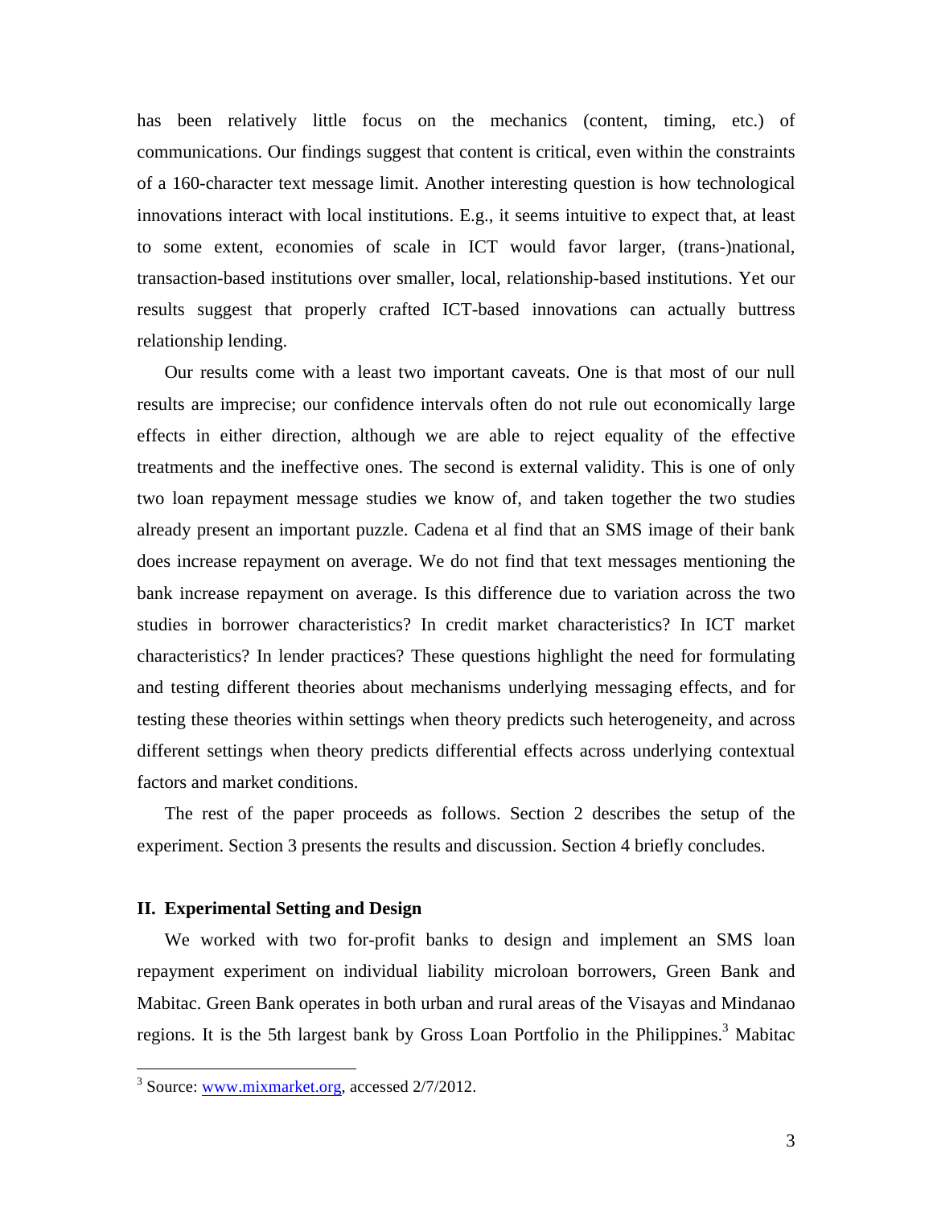has been relatively little focus on the mechanics (content, timing, etc.) of communications. Our findings suggest that content is critical, even within the constraints of a 160-character text message limit. Another interesting question is how technological innovations interact with local institutions. E.g., it seems intuitive to expect that, at least to some extent, economies of scale in ICT would favor larger, (trans-)national, transaction-based institutions over smaller, local, relationship-based institutions. Yet our results suggest that properly crafted ICT-based innovations can actually buttress relationship lending.

Our results come with a least two important caveats. One is that most of our null results are imprecise; our confidence intervals often do not rule out economically large effects in either direction, although we are able to reject equality of the effective treatments and the ineffective ones. The second is external validity. This is one of only two loan repayment message studies we know of, and taken together the two studies already present an important puzzle. Cadena et al find that an SMS image of their bank does increase repayment on average. We do not find that text messages mentioning the bank increase repayment on average. Is this difference due to variation across the two studies in borrower characteristics? In credit market characteristics? In ICT market characteristics? In lender practices? These questions highlight the need for formulating and testing different theories about mechanisms underlying messaging effects, and for testing these theories within settings when theory predicts such heterogeneity, and across different settings when theory predicts differential effects across underlying contextual factors and market conditions.

The rest of the paper proceeds as follows. Section 2 describes the setup of the experiment. Section 3 presents the results and discussion. Section 4 briefly concludes.

## II. Experimental Setting and Design

We worked with two for-profit banks to design and implement an SMS loan repayment experiment on individual liability microloan borrowers, Green Bank and Mabitac. Green Bank operates in both urban and rural areas of the Visayas and Mindanao regions. It is the 5th largest bank by Gross Loan Portfolio in the Philippines.[3] Mabitac

[3] Source: www.mixmarket.org, accessed 2/7/2012.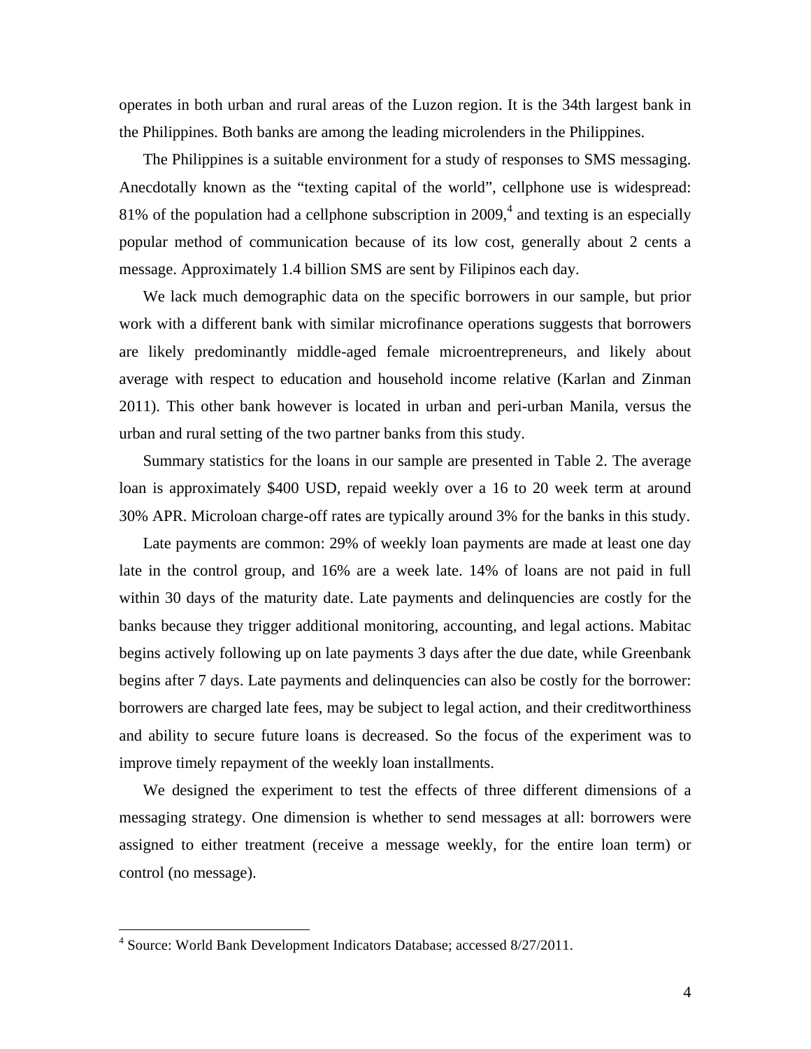operates in both urban and rural areas of the Luzon region. It is the 34th largest bank in the Philippines. Both banks are among the leading microlenders in the Philippines.

The Philippines is a suitable environment for a study of responses to SMS messaging. Anecdotally known as the "texting capital of the world", cellphone use is widespread: 81% of the population had a cellphone subscription in 2009,[4] and texting is an especially popular method of communication because of its low cost, generally about 2 cents a message. Approximately 1.4 billion SMS are sent by Filipinos each day.

We lack much demographic data on the specific borrowers in our sample, but prior work with a different bank with similar microfinance operations suggests that borrowers are likely predominantly middle-aged female microentrepreneurs, and likely about average with respect to education and household income relative (Karlan and Zinman 2011). This other bank however is located in urban and peri-urban Manila, versus the urban and rural setting of the two partner banks from this study.

Summary statistics for the loans in our sample are presented in Table 2. The average loan is approximately $400 USD, repaid weekly over a 16 to 20 week term at around 30% APR. Microloan charge-off rates are typically around 3% for the banks in this study.

Late payments are common: 29% of weekly loan payments are made at least one day late in the control group, and 16% are a week late. 14% of loans are not paid in full within 30 days of the maturity date. Late payments and delinquencies are costly for the banks because they trigger additional monitoring, accounting, and legal actions. Mabitac begins actively following up on late payments 3 days after the due date, while Greenbank begins after 7 days. Late payments and delinquencies can also be costly for the borrower: borrowers are charged late fees, may be subject to legal action, and their creditworthiness and ability to secure future loans is decreased. So the focus of the experiment was to improve timely repayment of the weekly loan installments.

We designed the experiment to test the effects of three different dimensions of a messaging strategy. One dimension is whether to send messages at all: borrowers were assigned to either treatment (receive a message weekly, for the entire loan term) or control (no message).

---

[4] Source: World Bank Development Indicators Database; accessed 8/27/2011.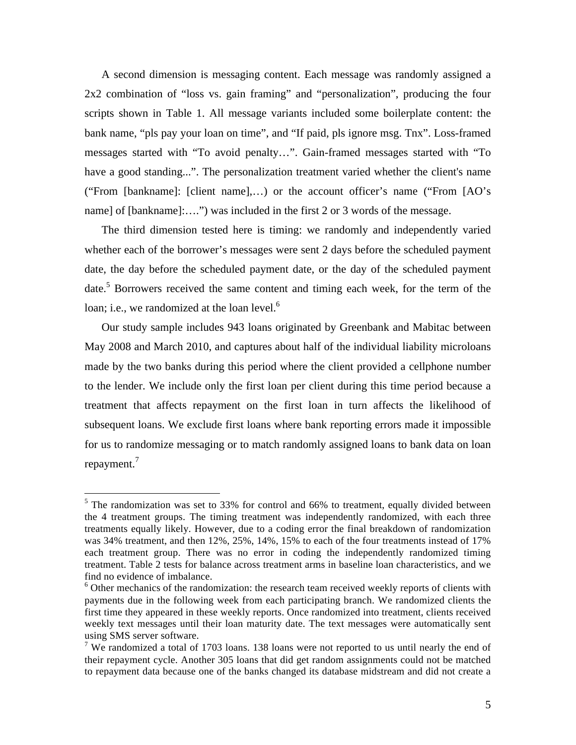A second dimension is messaging content. Each message was randomly assigned a 2x2 combination of "loss vs. gain framing" and "personalization", producing the four scripts shown in Table 1. All message variants included some boilerplate content: the bank name, "pls pay your loan on time", and "If paid, pls ignore msg. Tnx". Loss-framed messages started with "To avoid penalty…". Gain-framed messages started with "To have a good standing...". The personalization treatment varied whether the client's name ("From [bankname]: [client name],…) or the account officer's name ("From [AO's name] of [bankname]:….") was included in the first 2 or 3 words of the message.

The third dimension tested here is timing: we randomly and independently varied whether each of the borrower's messages were sent 2 days before the scheduled payment date, the day before the scheduled payment date, or the day of the scheduled payment date.[5] Borrowers received the same content and timing each week, for the term of the loan; i.e., we randomized at the loan level.[6]

Our study sample includes 943 loans originated by Greenbank and Mabitac between May 2008 and March 2010, and captures about half of the individual liability microloans made by the two banks during this period where the client provided a cellphone number to the lender. We include only the first loan per client during this time period because a treatment that affects repayment on the first loan in turn affects the likelihood of subsequent loans. We exclude first loans where bank reporting errors made it impossible for us to randomize messaging or to match randomly assigned loans to bank data on loan repayment.[7]

---

[5] The randomization was set to 33% for control and 66% to treatment, equally divided between the 4 treatment groups. The timing treatment was independently randomized, with each three treatments equally likely. However, due to a coding error the final breakdown of randomization was 34% treatment, and then 12%, 25%, 14%, 15% to each of the four treatments instead of 17% each treatment group. There was no error in coding the independently randomized timing treatment. Table 2 tests for balance across treatment arms in baseline loan characteristics, and we find no evidence of imbalance.

[6] Other mechanics of the randomization: the research team received weekly reports of clients with payments due in the following week from each participating branch. We randomized clients the first time they appeared in these weekly reports. Once randomized into treatment, clients received weekly text messages until their loan maturity date. The text messages were automatically sent using SMS server software.

[7] We randomized a total of 1703 loans. 138 loans were not reported to us until nearly the end of their repayment cycle. Another 305 loans that did get random assignments could not be matched to repayment data because one of the banks changed its database midstream and did not create a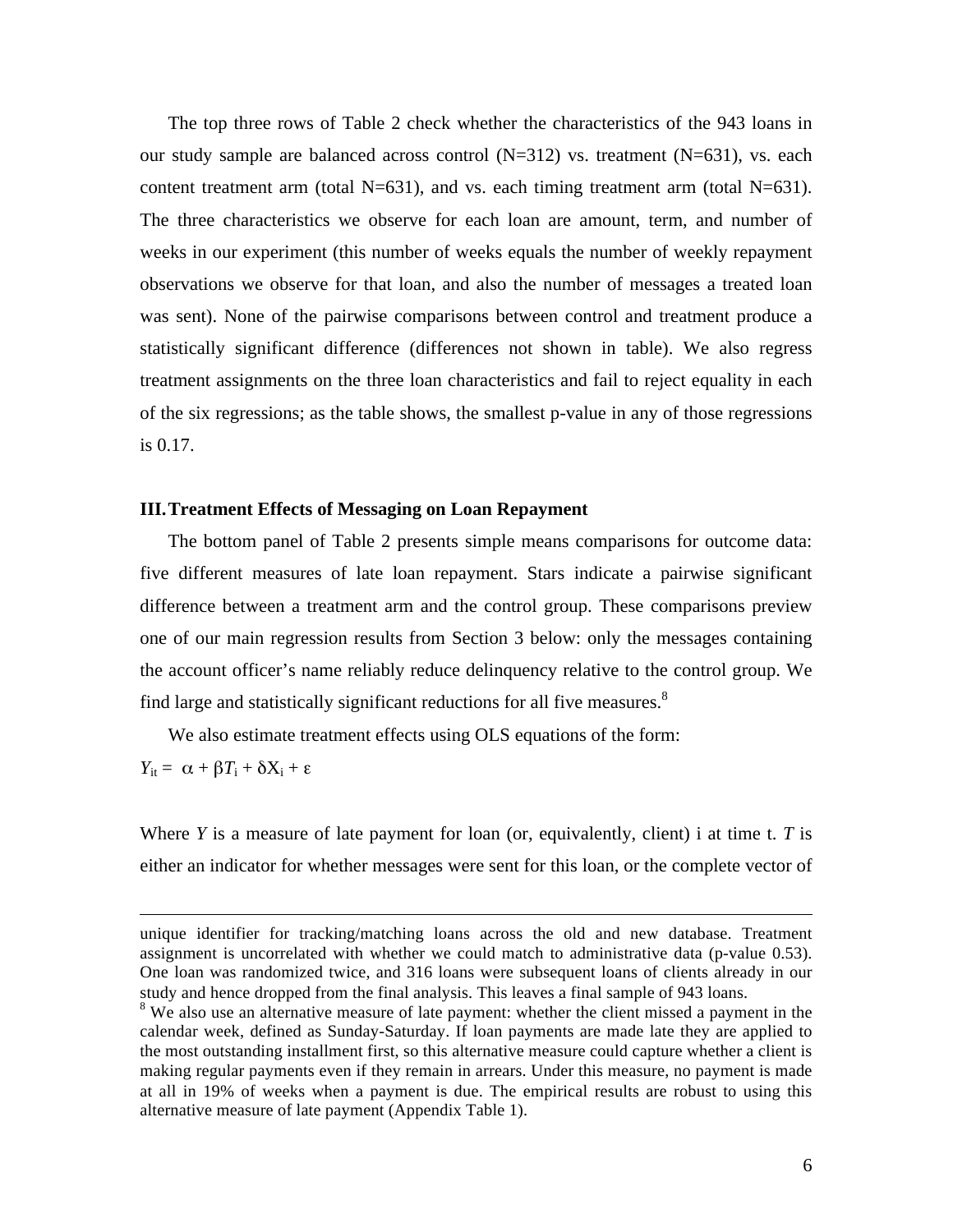The top three rows of Table 2 check whether the characteristics of the 943 loans in our study sample are balanced across control (N=312) vs. treatment (N=631), vs. each content treatment arm (total N=631), and vs. each timing treatment arm (total N=631). The three characteristics we observe for each loan are amount, term, and number of weeks in our experiment (this number of weeks equals the number of weekly repayment observations we observe for that loan, and also the number of messages a treated loan was sent). None of the pairwise comparisons between control and treatment produce a statistically significant difference (differences not shown in table). We also regress treatment assignments on the three loan characteristics and fail to reject equality in each of the six regressions; as the table shows, the smallest p-value in any of those regressions is 0.17.

### III. Treatment Effects of Messaging on Loan Repayment

The bottom panel of Table 2 presents simple means comparisons for outcome data: five different measures of late loan repayment. Stars indicate a pairwise significant difference between a treatment arm and the control group. These comparisons preview one of our main regression results from Section 3 below: only the messages containing the account officer's name reliably reduce delinquency relative to the control group. We find large and statistically significant reductions for all five measures.[8]

We also estimate treatment effects using OLS equations of the form:

$$Y_{it} = \alpha + \beta T_i + \delta X_i + \varepsilon$$

Where $Y$ is a measure of late payment for loan (or, equivalently, client) i at time t. $T$ is either an indicator for whether messages were sent for this loan, or the complete vector of

---

unique identifier for tracking/matching loans across the old and new database. Treatment assignment is uncorrelated with whether we could match to administrative data (p-value 0.53). One loan was randomized twice, and 316 loans were subsequent loans of clients already in our study and hence dropped from the final analysis. This leaves a final sample of 943 loans.

[8] We also use an alternative measure of late payment: whether the client missed a payment in the calendar week, defined as Sunday-Saturday. If loan payments are made late they are applied to the most outstanding installment first, so this alternative measure could capture whether a client is making regular payments even if they remain in arrears. Under this measure, no payment is made at all in 19% of weeks when a payment is due. The empirical results are robust to using this alternative measure of late payment (Appendix Table 1).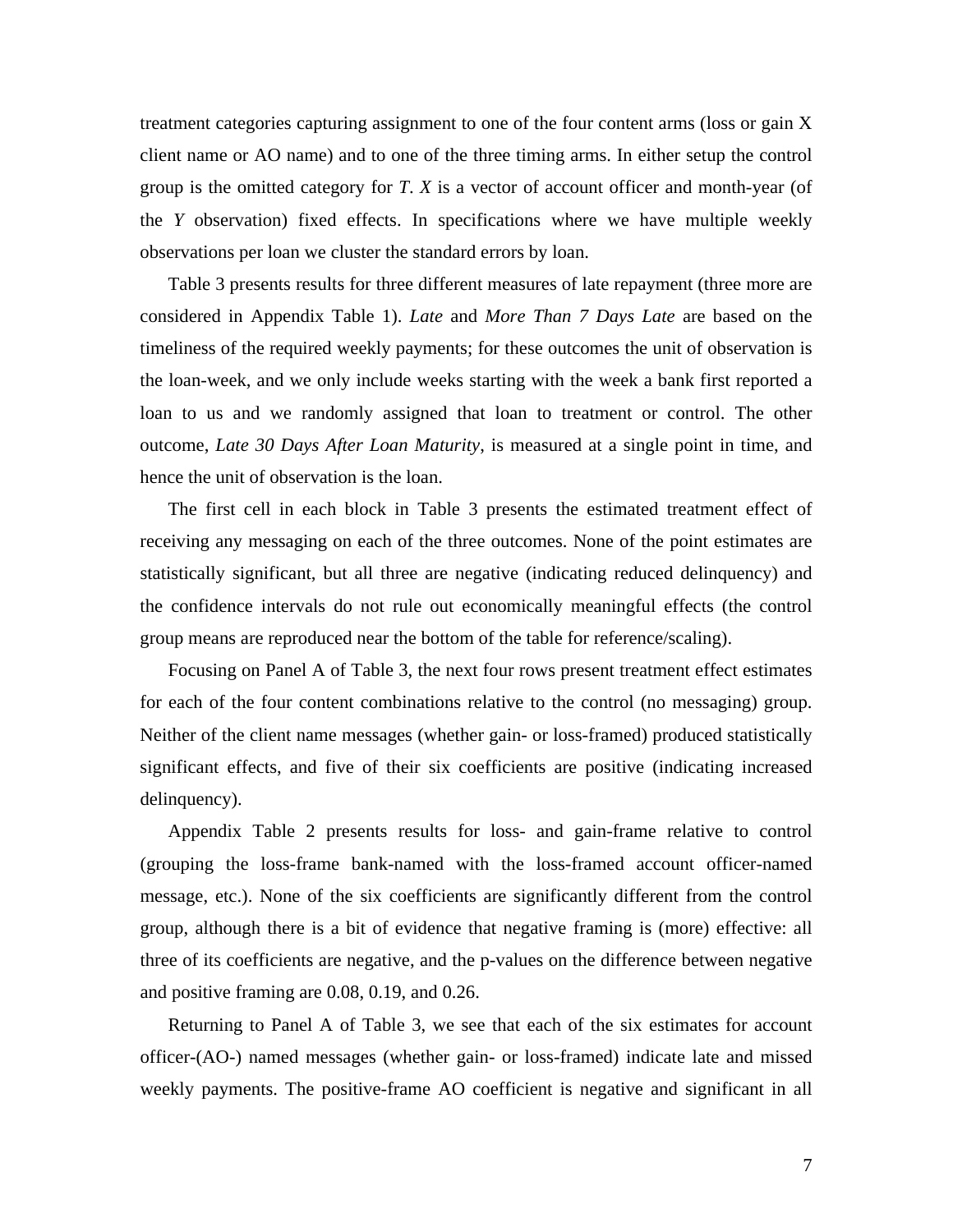treatment categories capturing assignment to one of the four content arms (loss or gain X client name or AO name) and to one of the three timing arms. In either setup the control group is the omitted category for *T*. *X* is a vector of account officer and month-year (of the *Y* observation) fixed effects. In specifications where we have multiple weekly observations per loan we cluster the standard errors by loan.

Table 3 presents results for three different measures of late repayment (three more are considered in Appendix Table 1). *Late* and *More Than 7 Days Late* are based on the timeliness of the required weekly payments; for these outcomes the unit of observation is the loan-week, and we only include weeks starting with the week a bank first reported a loan to us and we randomly assigned that loan to treatment or control. The other outcome, *Late 30 Days After Loan Maturity*, is measured at a single point in time, and hence the unit of observation is the loan.

The first cell in each block in Table 3 presents the estimated treatment effect of receiving any messaging on each of the three outcomes. None of the point estimates are statistically significant, but all three are negative (indicating reduced delinquency) and the confidence intervals do not rule out economically meaningful effects (the control group means are reproduced near the bottom of the table for reference/scaling).

Focusing on Panel A of Table 3, the next four rows present treatment effect estimates for each of the four content combinations relative to the control (no messaging) group. Neither of the client name messages (whether gain- or loss-framed) produced statistically significant effects, and five of their six coefficients are positive (indicating increased delinquency).

Appendix Table 2 presents results for loss- and gain-frame relative to control (grouping the loss-frame bank-named with the loss-framed account officer-named message, etc.). None of the six coefficients are significantly different from the control group, although there is a bit of evidence that negative framing is (more) effective: all three of its coefficients are negative, and the p-values on the difference between negative and positive framing are 0.08, 0.19, and 0.26.

Returning to Panel A of Table 3, we see that each of the six estimates for account officer-(AO-) named messages (whether gain- or loss-framed) indicate late and missed weekly payments. The positive-frame AO coefficient is negative and significant in all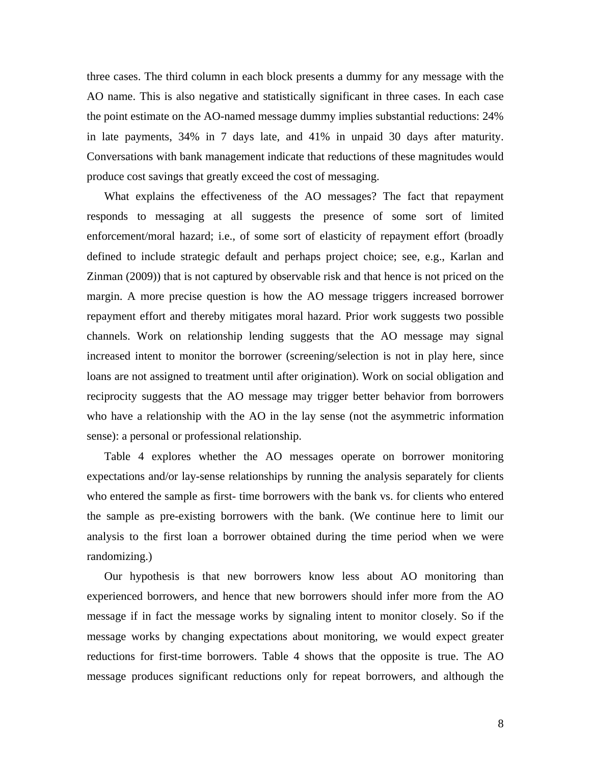three cases. The third column in each block presents a dummy for any message with the AO name. This is also negative and statistically significant in three cases. In each case the point estimate on the AO-named message dummy implies substantial reductions: 24% in late payments, 34% in 7 days late, and 41% in unpaid 30 days after maturity. Conversations with bank management indicate that reductions of these magnitudes would produce cost savings that greatly exceed the cost of messaging.

What explains the effectiveness of the AO messages? The fact that repayment responds to messaging at all suggests the presence of some sort of limited enforcement/moral hazard; i.e., of some sort of elasticity of repayment effort (broadly defined to include strategic default and perhaps project choice; see, e.g., Karlan and Zinman (2009)) that is not captured by observable risk and that hence is not priced on the margin. A more precise question is how the AO message triggers increased borrower repayment effort and thereby mitigates moral hazard. Prior work suggests two possible channels. Work on relationship lending suggests that the AO message may signal increased intent to monitor the borrower (screening/selection is not in play here, since loans are not assigned to treatment until after origination). Work on social obligation and reciprocity suggests that the AO message may trigger better behavior from borrowers who have a relationship with the AO in the lay sense (not the asymmetric information sense): a personal or professional relationship.

Table 4 explores whether the AO messages operate on borrower monitoring expectations and/or lay-sense relationships by running the analysis separately for clients who entered the sample as first- time borrowers with the bank vs. for clients who entered the sample as pre-existing borrowers with the bank. (We continue here to limit our analysis to the first loan a borrower obtained during the time period when we were randomizing.)

Our hypothesis is that new borrowers know less about AO monitoring than experienced borrowers, and hence that new borrowers should infer more from the AO message if in fact the message works by signaling intent to monitor closely. So if the message works by changing expectations about monitoring, we would expect greater reductions for first-time borrowers. Table 4 shows that the opposite is true. The AO message produces significant reductions only for repeat borrowers, and although the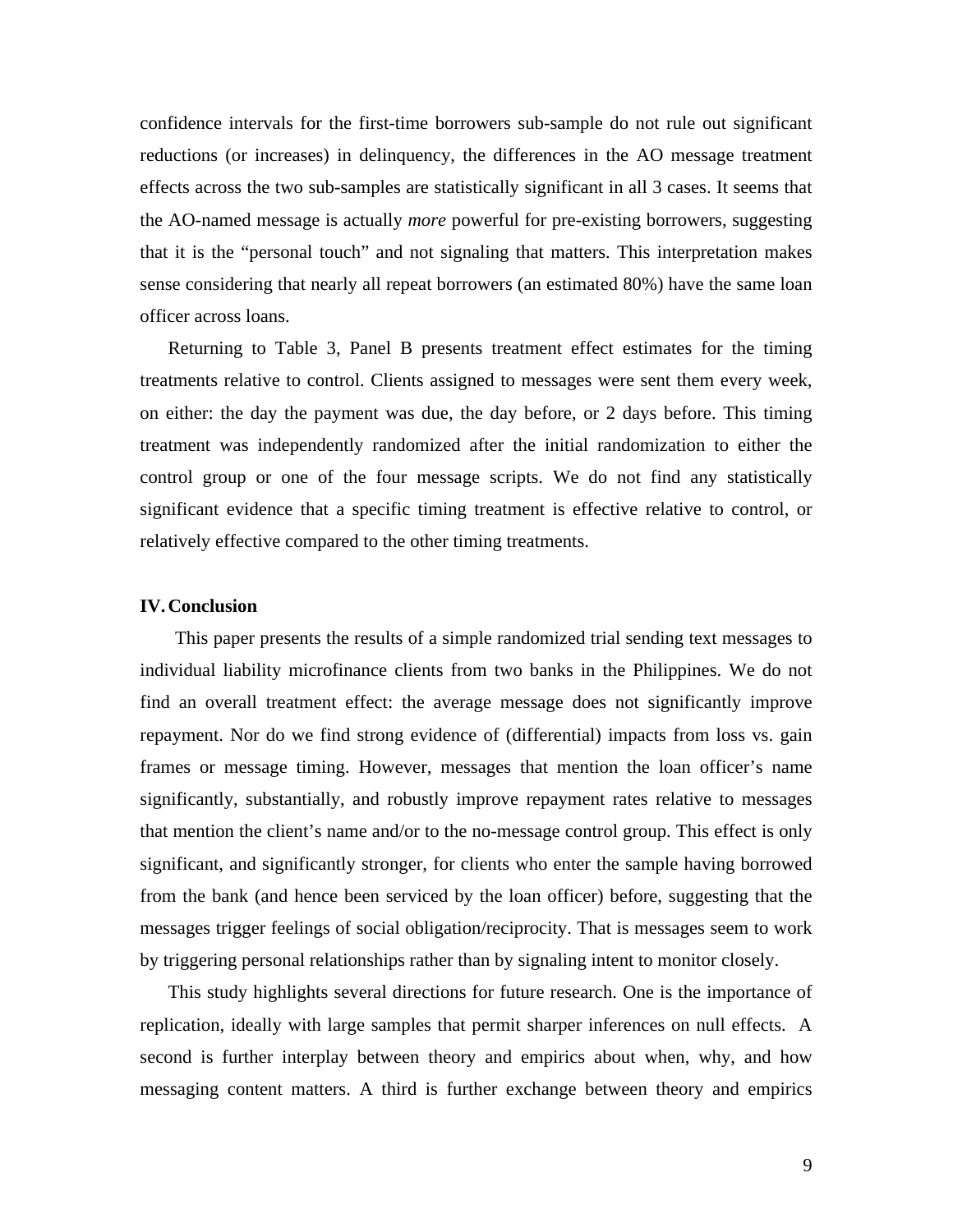confidence intervals for the first-time borrowers sub-sample do not rule out significant reductions (or increases) in delinquency, the differences in the AO message treatment effects across the two sub-samples are statistically significant in all 3 cases. It seems that the AO-named message is actually *more* powerful for pre-existing borrowers, suggesting that it is the "personal touch" and not signaling that matters. This interpretation makes sense considering that nearly all repeat borrowers (an estimated 80%) have the same loan officer across loans.

Returning to Table 3, Panel B presents treatment effect estimates for the timing treatments relative to control. Clients assigned to messages were sent them every week, on either: the day the payment was due, the day before, or 2 days before. This timing treatment was independently randomized after the initial randomization to either the control group or one of the four message scripts. We do not find any statistically significant evidence that a specific timing treatment is effective relative to control, or relatively effective compared to the other timing treatments.

## IV. Conclusion

This paper presents the results of a simple randomized trial sending text messages to individual liability microfinance clients from two banks in the Philippines. We do not find an overall treatment effect: the average message does not significantly improve repayment. Nor do we find strong evidence of (differential) impacts from loss vs. gain frames or message timing. However, messages that mention the loan officer's name significantly, substantially, and robustly improve repayment rates relative to messages that mention the client's name and/or to the no-message control group. This effect is only significant, and significantly stronger, for clients who enter the sample having borrowed from the bank (and hence been serviced by the loan officer) before, suggesting that the messages trigger feelings of social obligation/reciprocity. That is messages seem to work by triggering personal relationships rather than by signaling intent to monitor closely.

This study highlights several directions for future research. One is the importance of replication, ideally with large samples that permit sharper inferences on null effects. A second is further interplay between theory and empirics about when, why, and how messaging content matters. A third is further exchange between theory and empirics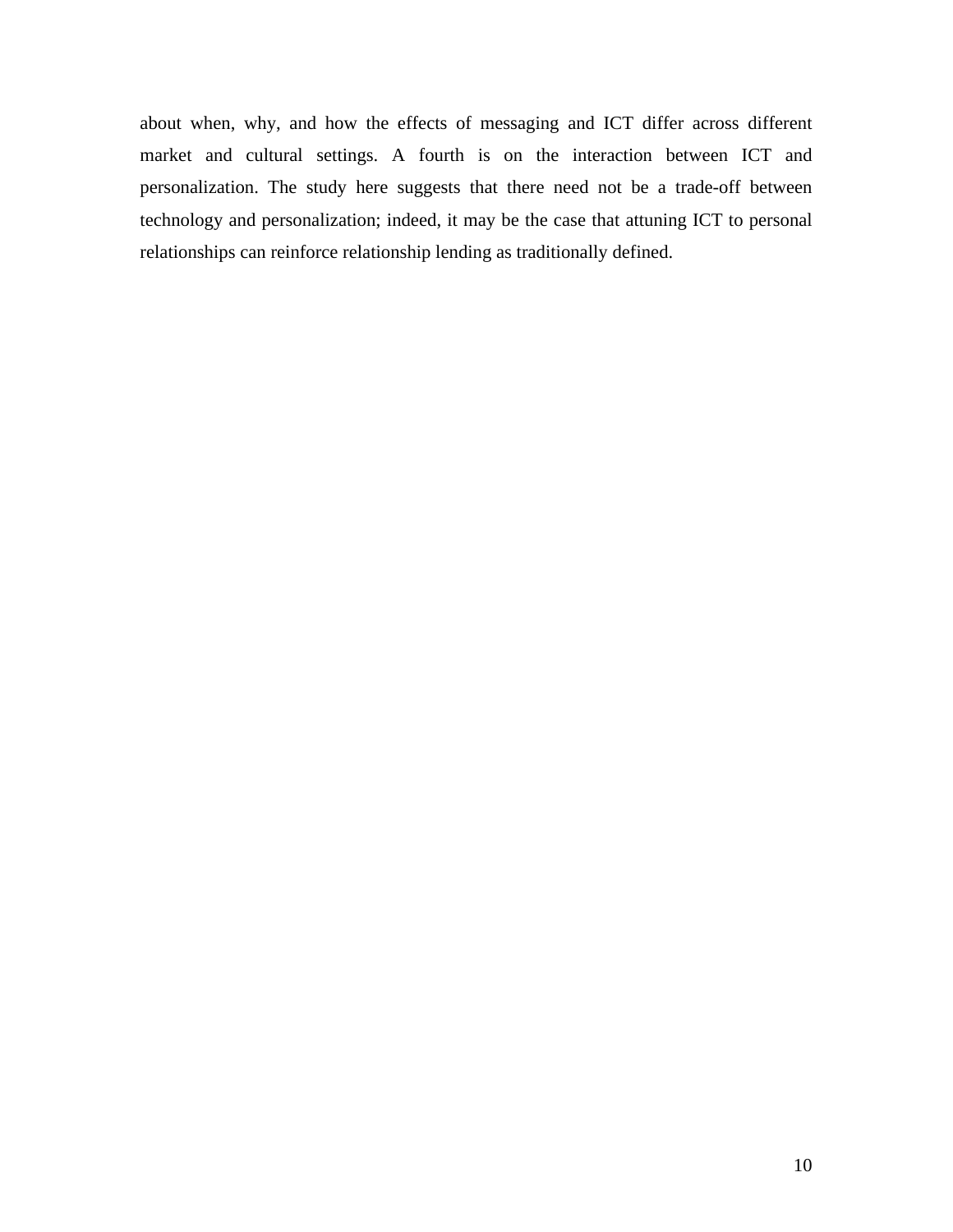about when, why, and how the effects of messaging and ICT differ across different market and cultural settings. A fourth is on the interaction between ICT and personalization. The study here suggests that there need not be a trade-off between technology and personalization; indeed, it may be the case that attuning ICT to personal relationships can reinforce relationship lending as traditionally defined.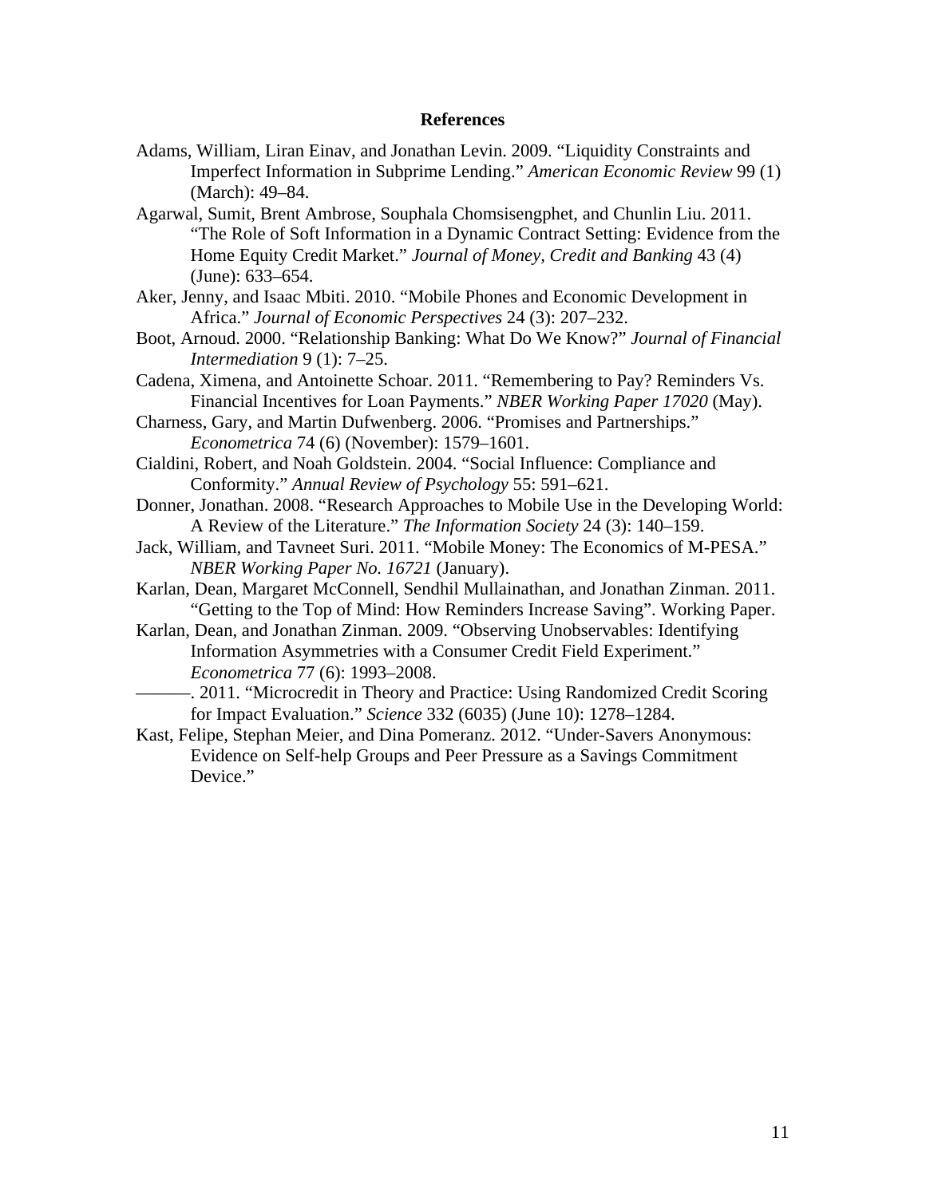# References

Adams, William, Liran Einav, and Jonathan Levin. 2009. "Liquidity Constraints and Imperfect Information in Subprime Lending." *American Economic Review* 99 (1) (March): 49–84.

Agarwal, Sumit, Brent Ambrose, Souphala Chomsisengphet, and Chunlin Liu. 2011. "The Role of Soft Information in a Dynamic Contract Setting: Evidence from the Home Equity Credit Market." *Journal of Money, Credit and Banking* 43 (4) (June): 633–654.

Aker, Jenny, and Isaac Mbiti. 2010. "Mobile Phones and Economic Development in Africa." *Journal of Economic Perspectives* 24 (3): 207–232.

Boot, Arnoud. 2000. "Relationship Banking: What Do We Know?" *Journal of Financial Intermediation* 9 (1): 7–25.

Cadena, Ximena, and Antoinette Schoar. 2011. "Remembering to Pay? Reminders Vs. Financial Incentives for Loan Payments." *NBER Working Paper 17020* (May).

Charness, Gary, and Martin Dufwenberg. 2006. "Promises and Partnerships." *Econometrica* 74 (6) (November): 1579–1601.

Cialdini, Robert, and Noah Goldstein. 2004. "Social Influence: Compliance and Conformity." *Annual Review of Psychology* 55: 591–621.

Donner, Jonathan. 2008. "Research Approaches to Mobile Use in the Developing World: A Review of the Literature." *The Information Society* 24 (3): 140–159.

Jack, William, and Tavneet Suri. 2011. "Mobile Money: The Economics of M-PESA." *NBER Working Paper No. 16721* (January).

Karlan, Dean, Margaret McConnell, Sendhil Mullainathan, and Jonathan Zinman. 2011. "Getting to the Top of Mind: How Reminders Increase Saving". Working Paper.

Karlan, Dean, and Jonathan Zinman. 2009. "Observing Unobservables: Identifying Information Asymmetries with a Consumer Credit Field Experiment." *Econometrica* 77 (6): 1993–2008.

———. 2011. "Microcredit in Theory and Practice: Using Randomized Credit Scoring for Impact Evaluation." *Science* 332 (6035) (June 10): 1278–1284.

Kast, Felipe, Stephan Meier, and Dina Pomeranz. 2012. "Under-Savers Anonymous: Evidence on Self-help Groups and Peer Pressure as a Savings Commitment Device."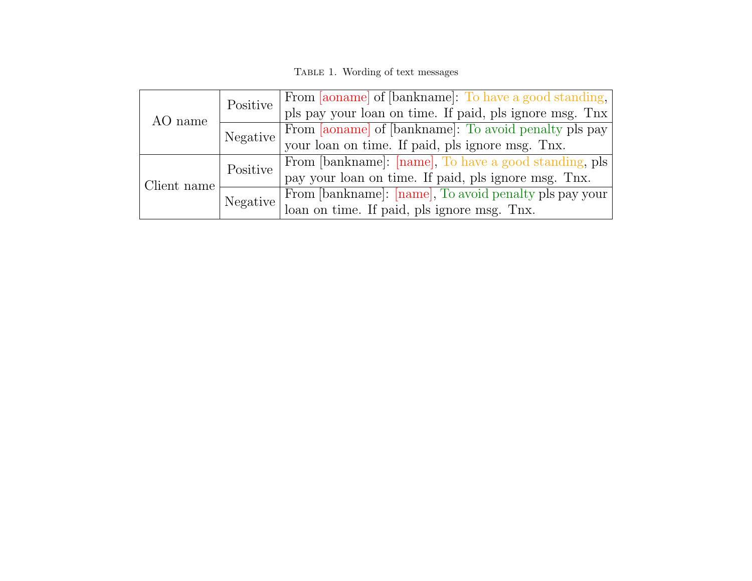Table 1. Wording of text messages

| | | |
|---|---|---|
| AO name | Positive | From [aoname] of [bankname]: To have a good standing, pls pay your loan on time. If paid, pls ignore msg. Tnx |
| | Negative | From [aoname] of [bankname]: To avoid penalty pls pay your loan on time. If paid, pls ignore msg. Tnx. |
| Client name | Positive | From [bankname]: [name], To have a good standing, pls pay your loan on time. If paid, pls ignore msg. Tnx. |
| | Negative | From [bankname]: [name], To avoid penalty pls pay your loan on time. If paid, pls ignore msg. Tnx. |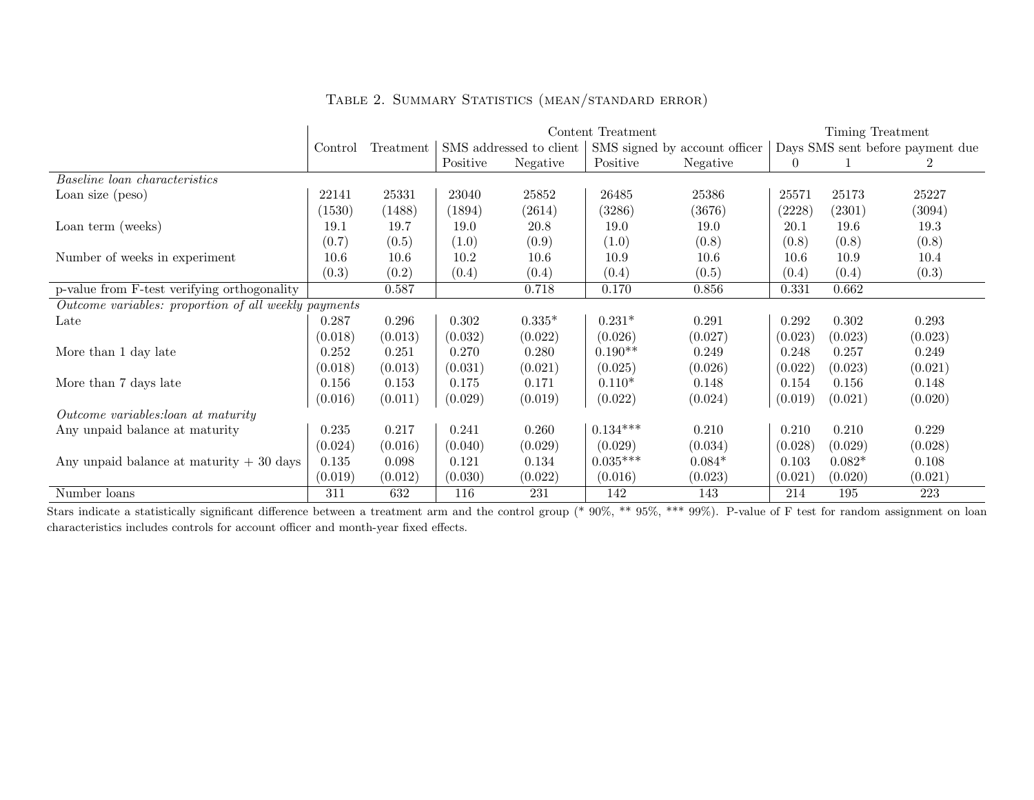Table 2. Summary Statistics (mean/standard error)

| | Control | Treatment | Content Treatment | | | | Timing Treatment | | |
|---|---|---|---|---|---|---|---|---|---|
| | | | SMS addressed to client | | SMS signed by account officer | | Days SMS sent before payment due | | |
| | | | Positive | Negative | Positive | Negative | 0 | 1 | 2 |
| *Baseline loan characteristics* | | | | | | | | | |
| Loan size (peso) | 22141 | 25331 | 23040 | 25852 | 26485 | 25386 | 25571 | 25173 | 25227 |
| | (1530) | (1488) | (1894) | (2614) | (3286) | (3676) | (2228) | (2301) | (3094) |
| Loan term (weeks) | 19.1 | 19.7 | 19.0 | 20.8 | 19.0 | 19.0 | 20.1 | 19.6 | 19.3 |
| | (0.7) | (0.5) | (1.0) | (0.9) | (1.0) | (0.8) | (0.8) | (0.8) | (0.8) |
| Number of weeks in experiment | 10.6 | 10.6 | 10.2 | 10.6 | 10.9 | 10.6 | 10.6 | 10.9 | 10.4 |
| | (0.3) | (0.2) | (0.4) | (0.4) | (0.4) | (0.5) | (0.4) | (0.4) | (0.3) |
| p-value from F-test verifying orthogonality | | 0.587 | | 0.718 | 0.170 | 0.856 | 0.331 | 0.662 | |
| *Outcome variables: proportion of all weekly payments* | | | | | | | | | |
| Late | 0.287 | 0.296 | 0.302 | 0.335* | 0.231* | 0.291 | 0.292 | 0.302 | 0.293 |
| | (0.018) | (0.013) | (0.032) | (0.022) | (0.026) | (0.027) | (0.023) | (0.023) | (0.023) |
| More than 1 day late | 0.252 | 0.251 | 0.270 | 0.280 | 0.190** | 0.249 | 0.248 | 0.257 | 0.249 |
| | (0.018) | (0.013) | (0.031) | (0.021) | (0.025) | (0.026) | (0.022) | (0.023) | (0.021) |
| More than 7 days late | 0.156 | 0.153 | 0.175 | 0.171 | 0.110* | 0.148 | 0.154 | 0.156 | 0.148 |
| | (0.016) | (0.011) | (0.029) | (0.019) | (0.022) | (0.024) | (0.019) | (0.021) | (0.020) |
| *Outcome variables:loan at maturity* | | | | | | | | | |
| Any unpaid balance at maturity | 0.235 | 0.217 | 0.241 | 0.260 | 0.134*** | 0.210 | 0.210 | 0.210 | 0.229 |
| | (0.024) | (0.016) | (0.040) | (0.029) | (0.029) | (0.034) | (0.028) | (0.029) | (0.028) |
| Any unpaid balance at maturity + 30 days | 0.135 | 0.098 | 0.121 | 0.134 | 0.035*** | 0.084* | 0.103 | 0.082* | 0.108 |
| | (0.019) | (0.012) | (0.030) | (0.022) | (0.016) | (0.023) | (0.021) | (0.020) | (0.021) |
| Number loans | 311 | 632 | 116 | 231 | 142 | 143 | 214 | 195 | 223 |

Stars indicate a statistically significant difference between a treatment arm and the control group (* 90%, ** 95%, *** 99%). P-value of F test for random assignment on loan characteristics includes controls for account officer and month-year fixed effects.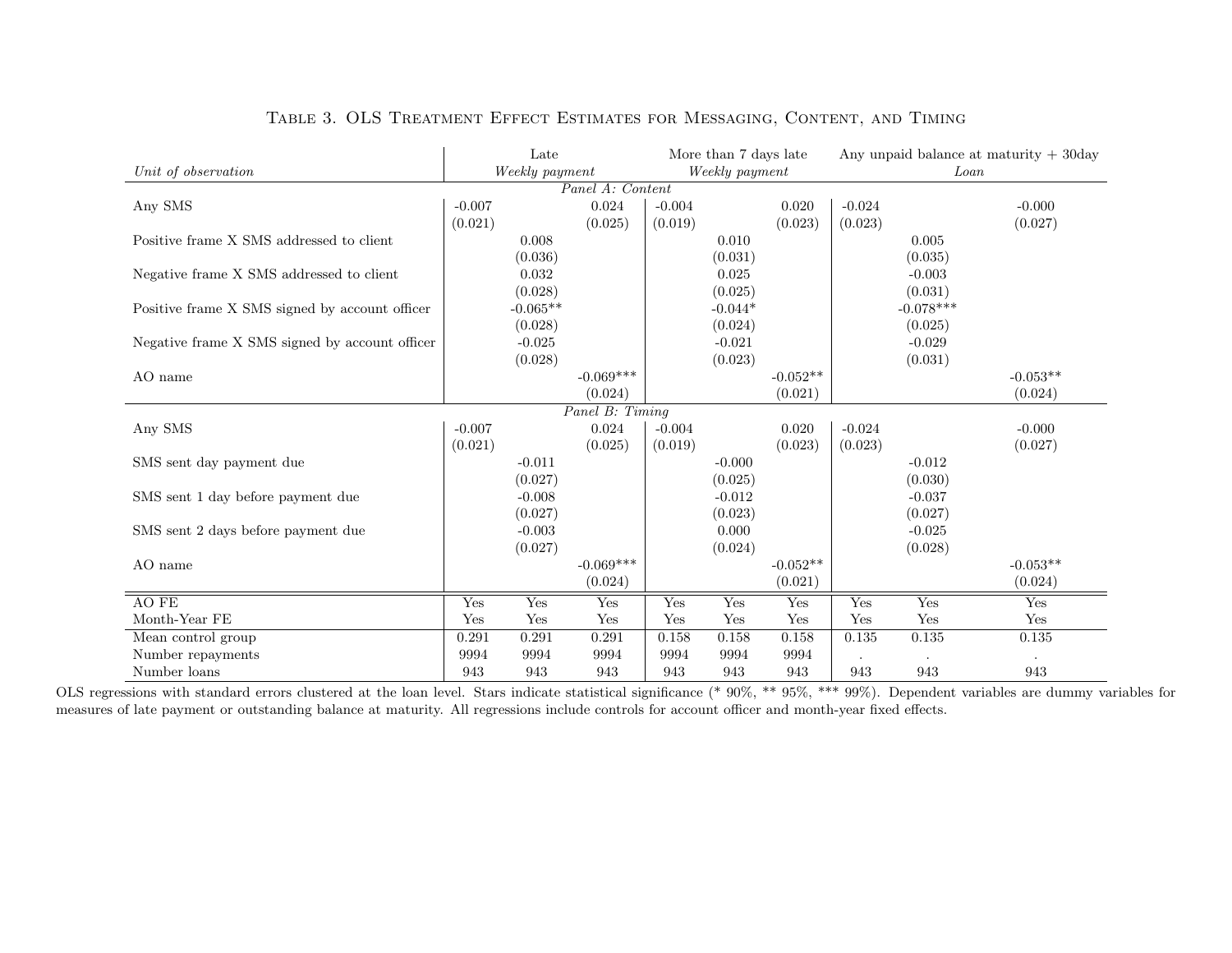# Table 3. OLS Treatment Effect Estimates for Messaging, Content, and Timing

| | Late | | | More than 7 days late | | | Any unpaid balance at maturity + 30day | | |
|---|---|---|---|---|---|---|---|---|---|
| *Unit of observation* | *Weekly payment* | | | *Weekly payment* | | | *Loan* | | |
| *Panel A: Content* | | | | | | | | | |
| Any SMS | -0.007 | | 0.024 | -0.004 | | 0.020 | -0.024 | | -0.000 |
| | (0.021) | | (0.025) | (0.019) | | (0.023) | (0.023) | | (0.027) |
| Positive frame X SMS addressed to client | | 0.008 | | | 0.010 | | | 0.005 | |
| | | (0.036) | | | (0.031) | | | (0.035) | |
| Negative frame X SMS addressed to client | | 0.032 | | | 0.025 | | | -0.003 | |
| | | (0.028) | | | (0.025) | | | (0.031) | |
| Positive frame X SMS signed by account officer | | -0.065** | | | -0.044* | | | -0.078*** | |
| | | (0.028) | | | (0.024) | | | (0.025) | |
| Negative frame X SMS signed by account officer | | -0.025 | | | -0.021 | | | -0.029 | |
| | | (0.028) | | | (0.023) | | | (0.031) | |
| AO name | | | -0.069*** | | | -0.052** | | | -0.053** |
| | | | (0.024) | | | (0.021) | | | (0.024) |
| *Panel B: Timing* | | | | | | | | | |
| Any SMS | -0.007 | | 0.024 | -0.004 | | 0.020 | -0.024 | | -0.000 |
| | (0.021) | | (0.025) | (0.019) | | (0.023) | (0.023) | | (0.027) |
| SMS sent day payment due | | -0.011 | | | -0.000 | | | -0.012 | |
| | | (0.027) | | | (0.025) | | | (0.030) | |
| SMS sent 1 day before payment due | | -0.008 | | | -0.012 | | | -0.037 | |
| | | (0.027) | | | (0.023) | | | (0.027) | |
| SMS sent 2 days before payment due | | -0.003 | | | 0.000 | | | -0.025 | |
| | | (0.027) | | | (0.024) | | | (0.028) | |
| AO name | | | -0.069*** | | | -0.052** | | | -0.053** |
| | | | (0.024) | | | (0.021) | | | (0.024) |
| AO FE | Yes | Yes | Yes | Yes | Yes | Yes | Yes | Yes | Yes |
| Month-Year FE | Yes | Yes | Yes | Yes | Yes | Yes | Yes | Yes | Yes |
| Mean control group | 0.291 | 0.291 | 0.291 | 0.158 | 0.158 | 0.158 | 0.135 | 0.135 | 0.135 |
| Number repayments | 9994 | 9994 | 9994 | 9994 | 9994 | 9994 | . | . | . |
| Number loans | 943 | 943 | 943 | 943 | 943 | 943 | 943 | 943 | 943 |

OLS regressions with standard errors clustered at the loan level. Stars indicate statistical significance (* 90%, ** 95%, *** 99%). Dependent variables are dummy variables for measures of late payment or outstanding balance at maturity. All regressions include controls for account officer and month-year fixed effects.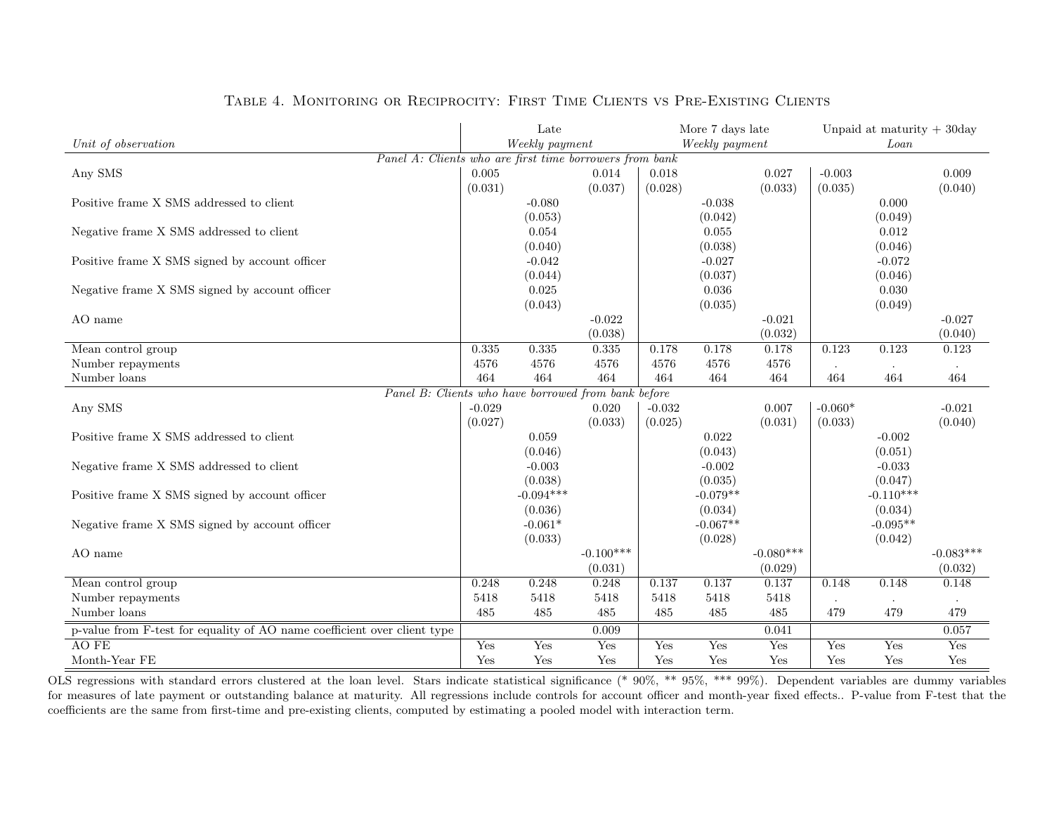# Table 4. Monitoring or Reciprocity: First Time Clients vs Pre-Existing Clients

| | Late | | | More 7 days late | | | Unpaid at maturity + 30day | | |
|---|---|---|---|---|---|---|---|---|---|
| *Unit of observation* | *Weekly payment* | | | *Weekly payment* | | | *Loan* | | |
| *Panel A: Clients who are first time borrowers from bank* | | | | | | | | | |
| Any SMS | 0.005 | | 0.014 | 0.018 | | 0.027 | -0.003 | | 0.009 |
| | (0.031) | | (0.037) | (0.028) | | (0.033) | (0.035) | | (0.040) |
| Positive frame X SMS addressed to client | | -0.080 | | | -0.038 | | | 0.000 | |
| | | (0.053) | | | (0.042) | | | (0.049) | |
| Negative frame X SMS addressed to client | | 0.054 | | | 0.055 | | | 0.012 | |
| | | (0.040) | | | (0.038) | | | (0.046) | |
| Positive frame X SMS signed by account officer | | -0.042 | | | -0.027 | | | -0.072 | |
| | | (0.044) | | | (0.037) | | | (0.046) | |
| Negative frame X SMS signed by account officer | | 0.025 | | | 0.036 | | | 0.030 | |
| | | (0.043) | | | (0.035) | | | (0.049) | |
| AO name | | | -0.022 | | | -0.021 | | | -0.027 |
| | | | (0.038) | | | (0.032) | | | (0.040) |
| Mean control group | 0.335 | 0.335 | 0.335 | 0.178 | 0.178 | 0.178 | 0.123 | 0.123 | 0.123 |
| Number repayments | 4576 | 4576 | 4576 | 4576 | 4576 | 4576 | . | . | . |
| Number loans | 464 | 464 | 464 | 464 | 464 | 464 | 464 | 464 | 464 |
| *Panel B: Clients who have borrowed from bank before* | | | | | | | | | |
| Any SMS | -0.029 | | 0.020 | -0.032 | | 0.007 | -0.060* | | -0.021 |
| | (0.027) | | (0.033) | (0.025) | | (0.031) | (0.033) | | (0.040) |
| Positive frame X SMS addressed to client | | 0.059 | | | 0.022 | | | -0.002 | |
| | | (0.046) | | | (0.043) | | | (0.051) | |
| Negative frame X SMS addressed to client | | -0.003 | | | -0.002 | | | -0.033 | |
| | | (0.038) | | | (0.035) | | | (0.047) | |
| Positive frame X SMS signed by account officer | | -0.094*** | | | -0.079** | | | -0.110*** | |
| | | (0.036) | | | (0.034) | | | (0.034) | |
| Negative frame X SMS signed by account officer | | -0.061* | | | -0.067** | | | -0.095** | |
| | | (0.033) | | | (0.028) | | | (0.042) | |
| AO name | | | -0.100*** | | | -0.080*** | | | -0.083*** |
| | | | (0.031) | | | (0.029) | | | (0.032) |
| Mean control group | 0.248 | 0.248 | 0.248 | 0.137 | 0.137 | 0.137 | 0.148 | 0.148 | 0.148 |
| Number repayments | 5418 | 5418 | 5418 | 5418 | 5418 | 5418 | . | . | . |
| Number loans | 485 | 485 | 485 | 485 | 485 | 485 | 479 | 479 | 479 |
| p-value from F-test for equality of AO name coefficient over client type | | | 0.009 | | | 0.041 | | | 0.057 |
| AO FE | Yes | Yes | Yes | Yes | Yes | Yes | Yes | Yes | Yes |
| Month-Year FE | Yes | Yes | Yes | Yes | Yes | Yes | Yes | Yes | Yes |

OLS regressions with standard errors clustered at the loan level. Stars indicate statistical significance (* 90%, ** 95%, *** 99%). Dependent variables are dummy variables for measures of late payment or outstanding balance at maturity. All regressions include controls for account officer and month-year fixed effects.. P-value from F-test that the coefficients are the same from first-time and pre-existing clients, computed by estimating a pooled model with interaction term.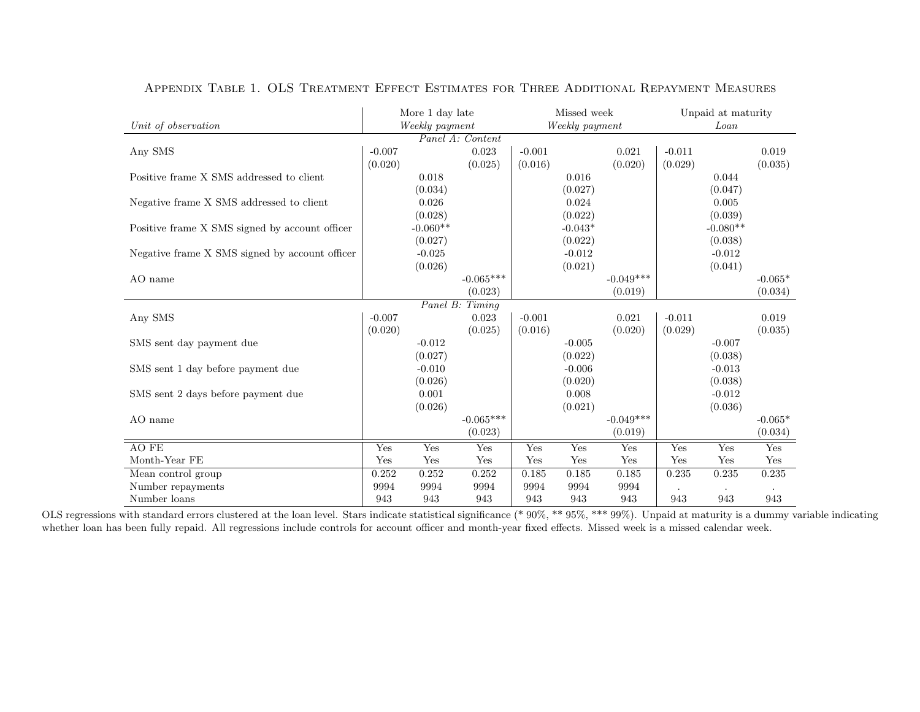Appendix Table 1. OLS Treatment Effect Estimates for Three Additional Repayment Measures

| *Unit of observation* | More 1 day late *Weekly payment* | | | Missed week *Weekly payment* | | | Unpaid at maturity *Loan* | | |
|---|---|---|---|---|---|---|---|---|---|
| *Panel A: Content* | | | | | | | | | |
| Any SMS | -0.007 | | 0.023 | -0.001 | | 0.021 | -0.011 | | 0.019 |
| | (0.020) | | (0.025) | (0.016) | | (0.020) | (0.029) | | (0.035) |
| Positive frame X SMS addressed to client | | 0.018 | | | 0.016 | | | 0.044 | |
| | | (0.034) | | | (0.027) | | | (0.047) | |
| Negative frame X SMS addressed to client | | 0.026 | | | 0.024 | | | 0.005 | |
| | | (0.028) | | | (0.022) | | | (0.039) | |
| Positive frame X SMS signed by account officer | | -0.060** | | | -0.043* | | | -0.080** | |
| | | (0.027) | | | (0.022) | | | (0.038) | |
| Negative frame X SMS signed by account officer | | -0.025 | | | -0.012 | | | -0.012 | |
| | | (0.026) | | | (0.021) | | | (0.041) | |
| AO name | | | -0.065*** | | | -0.049*** | | | -0.065* |
| | | | (0.023) | | | (0.019) | | | (0.034) |
| *Panel B: Timing* | | | | | | | | | |
| Any SMS | -0.007 | | 0.023 | -0.001 | | 0.021 | -0.011 | | 0.019 |
| | (0.020) | | (0.025) | (0.016) | | (0.020) | (0.029) | | (0.035) |
| SMS sent day payment due | | -0.012 | | | -0.005 | | | -0.007 | |
| | | (0.027) | | | (0.022) | | | (0.038) | |
| SMS sent 1 day before payment due | | -0.010 | | | -0.006 | | | -0.013 | |
| | | (0.026) | | | (0.020) | | | (0.038) | |
| SMS sent 2 days before payment due | | 0.001 | | | 0.008 | | | -0.012 | |
| | | (0.026) | | | (0.021) | | | (0.036) | |
| AO name | | | -0.065*** | | | -0.049*** | | | -0.065* |
| | | | (0.023) | | | (0.019) | | | (0.034) |
| AO FE | Yes | Yes | Yes | Yes | Yes | Yes | Yes | Yes | Yes |
| Month-Year FE | Yes | Yes | Yes | Yes | Yes | Yes | Yes | Yes | Yes |
| Mean control group | 0.252 | 0.252 | 0.252 | 0.185 | 0.185 | 0.185 | 0.235 | 0.235 | 0.235 |
| Number repayments | 9994 | 9994 | 9994 | 9994 | 9994 | 9994 | . | . | . |
| Number loans | 943 | 943 | 943 | 943 | 943 | 943 | 943 | 943 | 943 |

OLS regressions with standard errors clustered at the loan level. Stars indicate statistical significance (* 90%, ** 95%, *** 99%). Unpaid at maturity is a dummy variable indicating whether loan has been fully repaid. All regressions include controls for account officer and month-year fixed effects. Missed week is a missed calendar week.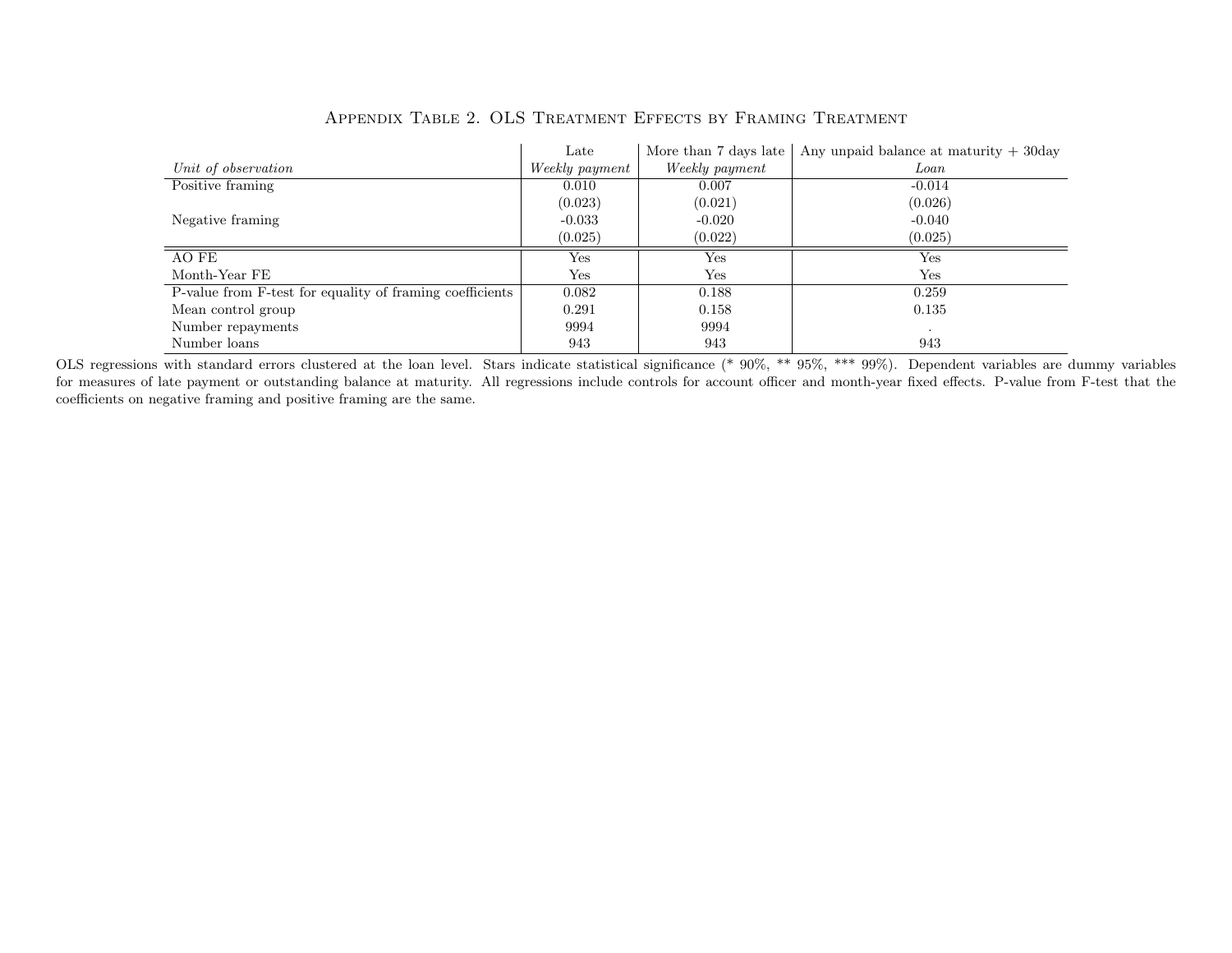# Appendix Table 2. OLS Treatment Effects by Framing Treatment

| | Late | More than 7 days late | Any unpaid balance at maturity + 30day |
|---|---|---|---|
| *Unit of observation* | *Weekly payment* | *Weekly payment* | *Loan* |
| Positive framing | 0.010 | 0.007 | -0.014 |
| | (0.023) | (0.021) | (0.026) |
| Negative framing | -0.033 | -0.020 | -0.040 |
| | (0.025) | (0.022) | (0.025) |
| AO FE | Yes | Yes | Yes |
| Month-Year FE | Yes | Yes | Yes |
| P-value from F-test for equality of framing coefficients | 0.082 | 0.188 | 0.259 |
| Mean control group | 0.291 | 0.158 | 0.135 |
| Number repayments | 9994 | 9994 | . |
| Number loans | 943 | 943 | 943 |

OLS regressions with standard errors clustered at the loan level. Stars indicate statistical significance (* 90%, ** 95%, *** 99%). Dependent variables are dummy variables for measures of late payment or outstanding balance at maturity. All regressions include controls for account officer and month-year fixed effects. P-value from F-test that the coefficients on negative framing and positive framing are the same.